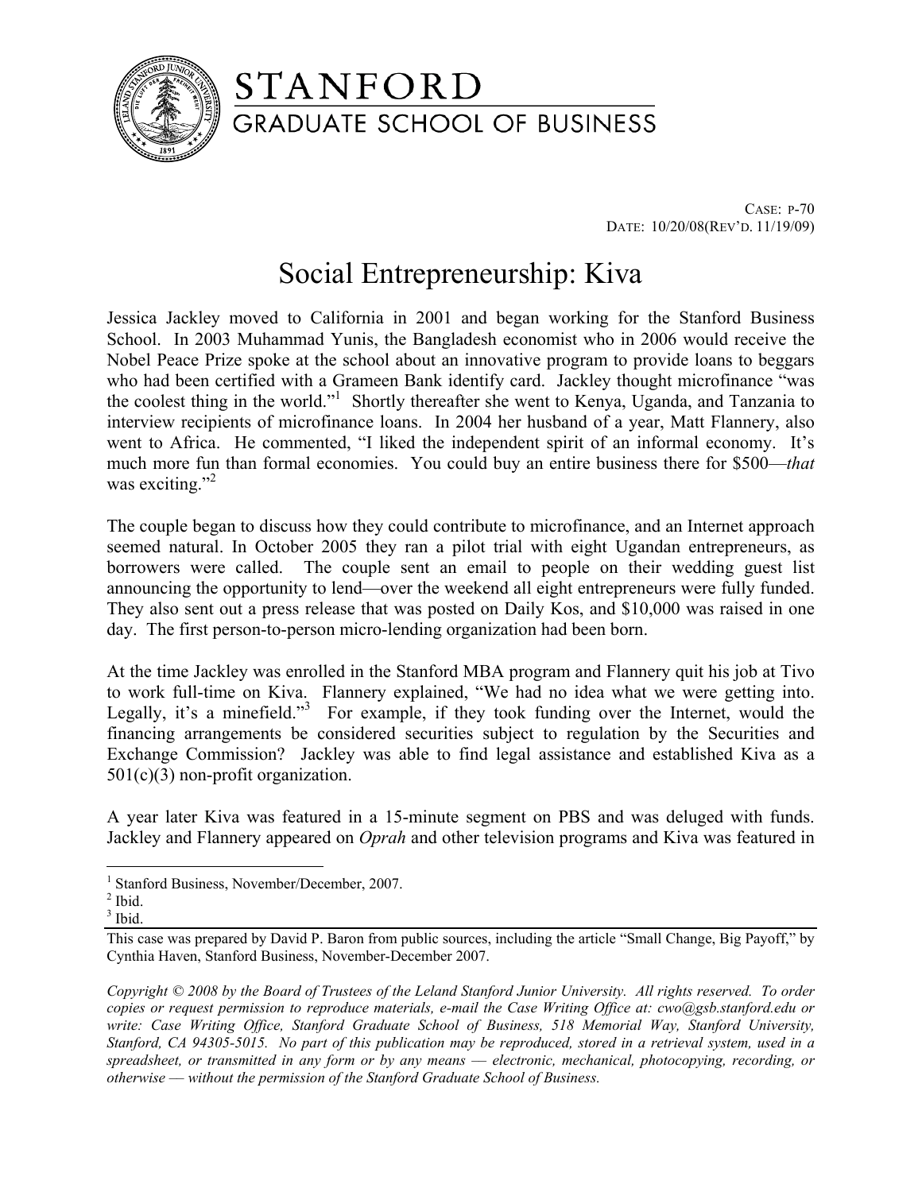STANFORD
GRADUATE SCHOOL OF BUSINESS

CASE: P-70
DATE: 10/20/08(REV'D. 11/19/09)

# Social Entrepreneurship: Kiva

Jessica Jackley moved to California in 2001 and began working for the Stanford Business School. In 2003 Muhammad Yunis, the Bangladesh economist who in 2006 would receive the Nobel Peace Prize spoke at the school about an innovative program to provide loans to beggars who had been certified with a Grameen Bank identify card. Jackley thought microfinance "was the coolest thing in the world."[1] Shortly thereafter she went to Kenya, Uganda, and Tanzania to interview recipients of microfinance loans. In 2004 her husband of a year, Matt Flannery, also went to Africa. He commented, "I liked the independent spirit of an informal economy. It's much more fun than formal economies. You could buy an entire business there for $500—*that* was exciting."[2]

The couple began to discuss how they could contribute to microfinance, and an Internet approach seemed natural. In October 2005 they ran a pilot trial with eight Ugandan entrepreneurs, as borrowers were called. The couple sent an email to people on their wedding guest list announcing the opportunity to lend—over the weekend all eight entrepreneurs were fully funded. They also sent out a press release that was posted on Daily Kos, and $10,000 was raised in one day. The first person-to-person micro-lending organization had been born.

At the time Jackley was enrolled in the Stanford MBA program and Flannery quit his job at Tivo to work full-time on Kiva. Flannery explained, "We had no idea what we were getting into. Legally, it's a minefield."[3] For example, if they took funding over the Internet, would the financing arrangements be considered securities subject to regulation by the Securities and Exchange Commission? Jackley was able to find legal assistance and established Kiva as a 501(c)(3) non-profit organization.

A year later Kiva was featured in a 15-minute segment on PBS and was deluged with funds. Jackley and Flannery appeared on *Oprah* and other television programs and Kiva was featured in

---

[1] Stanford Business, November/December, 2007.
[2] Ibid.
[3] Ibid.

This case was prepared by David P. Baron from public sources, including the article "Small Change, Big Payoff," by Cynthia Haven, Stanford Business, November-December 2007.

*Copyright © 2008 by the Board of Trustees of the Leland Stanford Junior University. All rights reserved. To order copies or request permission to reproduce materials, e-mail the Case Writing Office at: cwo@gsb.stanford.edu or write: Case Writing Office, Stanford Graduate School of Business, 518 Memorial Way, Stanford University, Stanford, CA 94305-5015. No part of this publication may be reproduced, stored in a retrieval system, used in a spreadsheet, or transmitted in any form or by any means — electronic, mechanical, photocopying, recording, or otherwise — without the permission of the Stanford Graduate School of Business.*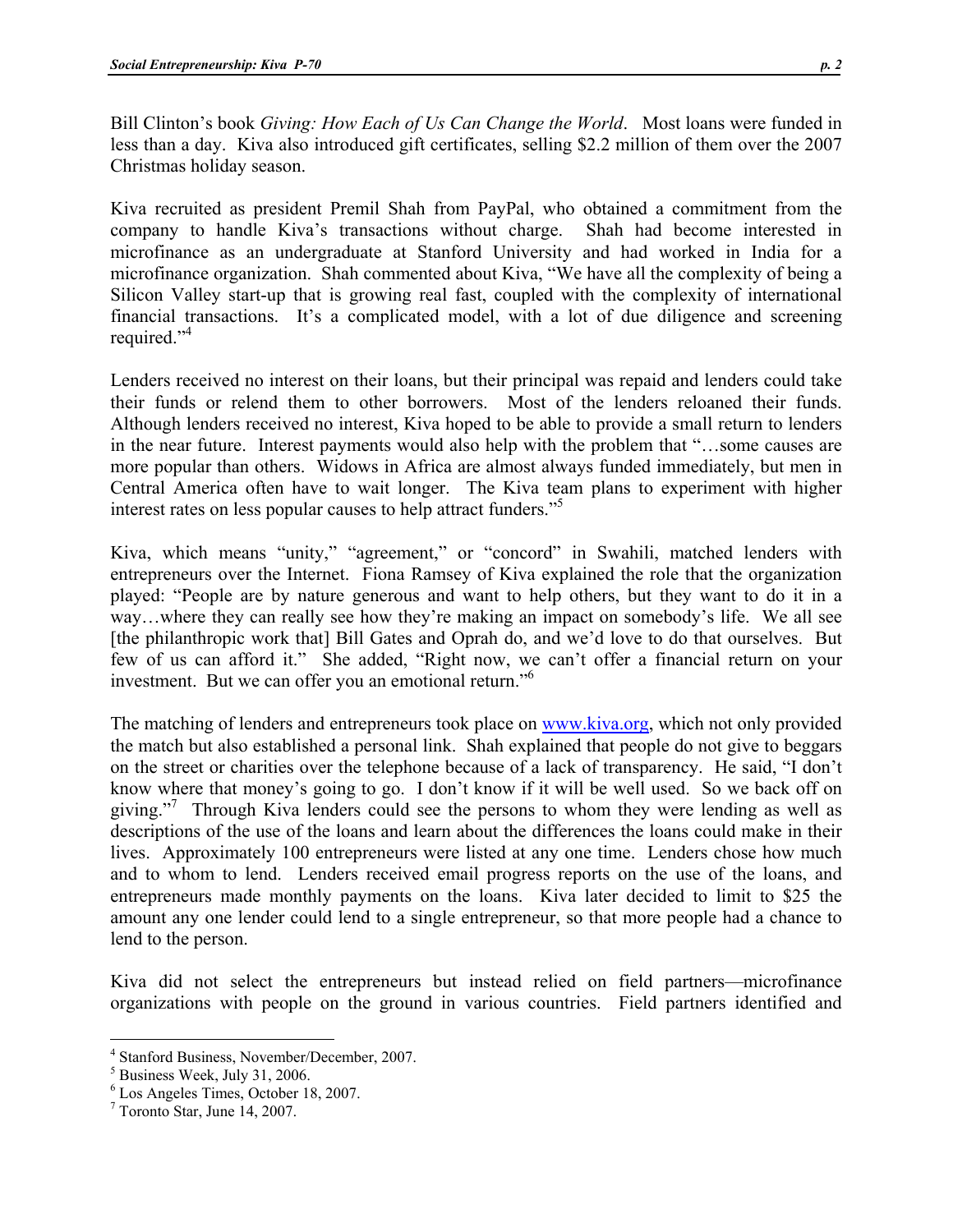Bill Clinton's book *Giving: How Each of Us Can Change the World*. Most loans were funded in less than a day. Kiva also introduced gift certificates, selling $2.2 million of them over the 2007 Christmas holiday season.

Kiva recruited as president Premil Shah from PayPal, who obtained a commitment from the company to handle Kiva's transactions without charge. Shah had become interested in microfinance as an undergraduate at Stanford University and had worked in India for a microfinance organization. Shah commented about Kiva, "We have all the complexity of being a Silicon Valley start-up that is growing real fast, coupled with the complexity of international financial transactions. It's a complicated model, with a lot of due diligence and screening required."[4]

Lenders received no interest on their loans, but their principal was repaid and lenders could take their funds or relend them to other borrowers. Most of the lenders reloaned their funds. Although lenders received no interest, Kiva hoped to be able to provide a small return to lenders in the near future. Interest payments would also help with the problem that "…some causes are more popular than others. Widows in Africa are almost always funded immediately, but men in Central America often have to wait longer. The Kiva team plans to experiment with higher interest rates on less popular causes to help attract funders."[5]

Kiva, which means "unity," "agreement," or "concord" in Swahili, matched lenders with entrepreneurs over the Internet. Fiona Ramsey of Kiva explained the role that the organization played: "People are by nature generous and want to help others, but they want to do it in a way…where they can really see how they're making an impact on somebody's life. We all see [the philanthropic work that] Bill Gates and Oprah do, and we'd love to do that ourselves. But few of us can afford it." She added, "Right now, we can't offer a financial return on your investment. But we can offer you an emotional return."[6]

The matching of lenders and entrepreneurs took place on www.kiva.org, which not only provided the match but also established a personal link. Shah explained that people do not give to beggars on the street or charities over the telephone because of a lack of transparency. He said, "I don't know where that money's going to go. I don't know if it will be well used. So we back off on giving."[7] Through Kiva lenders could see the persons to whom they were lending as well as descriptions of the use of the loans and learn about the differences the loans could make in their lives. Approximately 100 entrepreneurs were listed at any one time. Lenders chose how much and to whom to lend. Lenders received email progress reports on the use of the loans, and entrepreneurs made monthly payments on the loans. Kiva later decided to limit to $25 the amount any one lender could lend to a single entrepreneur, so that more people had a chance to lend to the person.

Kiva did not select the entrepreneurs but instead relied on field partners—microfinance organizations with people on the ground in various countries. Field partners identified and

---

[4] Stanford Business, November/December, 2007.

[5] Business Week, July 31, 2006.

[6] Los Angeles Times, October 18, 2007.

[7] Toronto Star, June 14, 2007.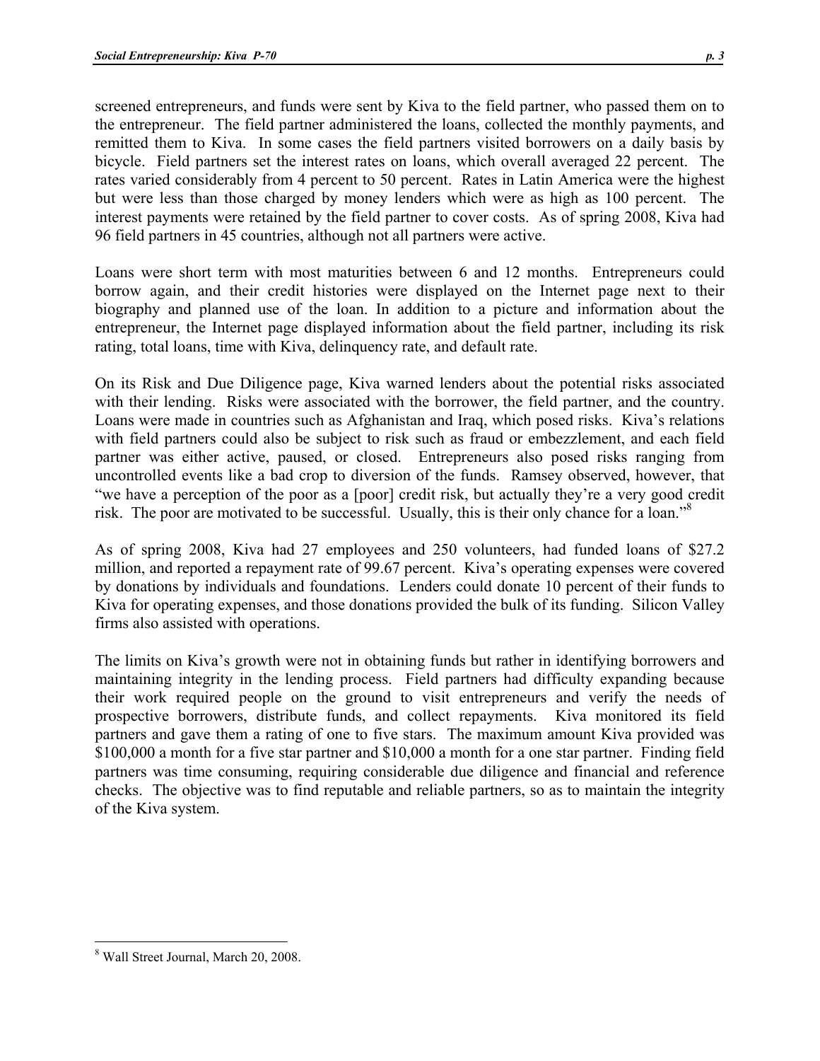screened entrepreneurs, and funds were sent by Kiva to the field partner, who passed them on to the entrepreneur. The field partner administered the loans, collected the monthly payments, and remitted them to Kiva. In some cases the field partners visited borrowers on a daily basis by bicycle. Field partners set the interest rates on loans, which overall averaged 22 percent. The rates varied considerably from 4 percent to 50 percent. Rates in Latin America were the highest but were less than those charged by money lenders which were as high as 100 percent. The interest payments were retained by the field partner to cover costs. As of spring 2008, Kiva had 96 field partners in 45 countries, although not all partners were active.

Loans were short term with most maturities between 6 and 12 months. Entrepreneurs could borrow again, and their credit histories were displayed on the Internet page next to their biography and planned use of the loan. In addition to a picture and information about the entrepreneur, the Internet page displayed information about the field partner, including its risk rating, total loans, time with Kiva, delinquency rate, and default rate.

On its Risk and Due Diligence page, Kiva warned lenders about the potential risks associated with their lending. Risks were associated with the borrower, the field partner, and the country. Loans were made in countries such as Afghanistan and Iraq, which posed risks. Kiva's relations with field partners could also be subject to risk such as fraud or embezzlement, and each field partner was either active, paused, or closed. Entrepreneurs also posed risks ranging from uncontrolled events like a bad crop to diversion of the funds. Ramsey observed, however, that "we have a perception of the poor as a [poor] credit risk, but actually they're a very good credit risk. The poor are motivated to be successful. Usually, this is their only chance for a loan."[8]

As of spring 2008, Kiva had 27 employees and 250 volunteers, had funded loans of $27.2 million, and reported a repayment rate of 99.67 percent. Kiva's operating expenses were covered by donations by individuals and foundations. Lenders could donate 10 percent of their funds to Kiva for operating expenses, and those donations provided the bulk of its funding. Silicon Valley firms also assisted with operations.

The limits on Kiva's growth were not in obtaining funds but rather in identifying borrowers and maintaining integrity in the lending process. Field partners had difficulty expanding because their work required people on the ground to visit entrepreneurs and verify the needs of prospective borrowers, distribute funds, and collect repayments. Kiva monitored its field partners and gave them a rating of one to five stars. The maximum amount Kiva provided was $100,000 a month for a five star partner and $10,000 a month for a one star partner. Finding field partners was time consuming, requiring considerable due diligence and financial and reference checks. The objective was to find reputable and reliable partners, so as to maintain the integrity of the Kiva system.

---

[8] Wall Street Journal, March 20, 2008.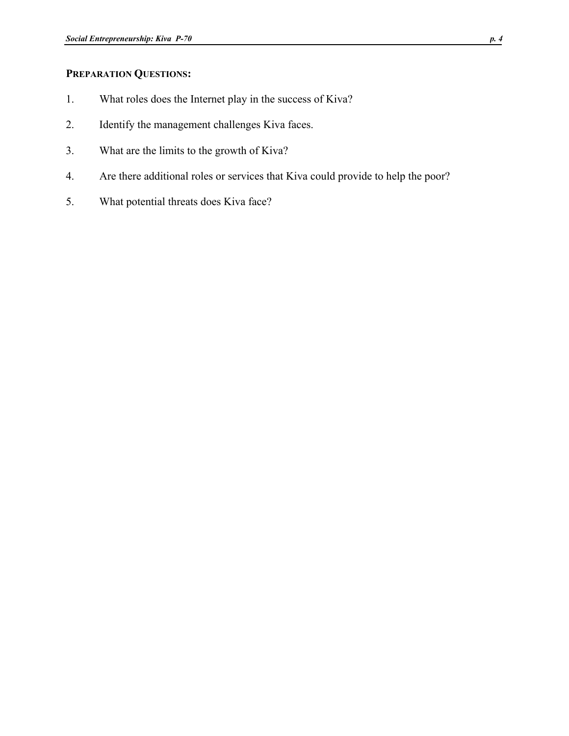## PREPARATION QUESTIONS:

1. What roles does the Internet play in the success of Kiva?
2. Identify the management challenges Kiva faces.
3. What are the limits to the growth of Kiva?
4. Are there additional roles or services that Kiva could provide to help the poor?
5. What potential threats does Kiva face?